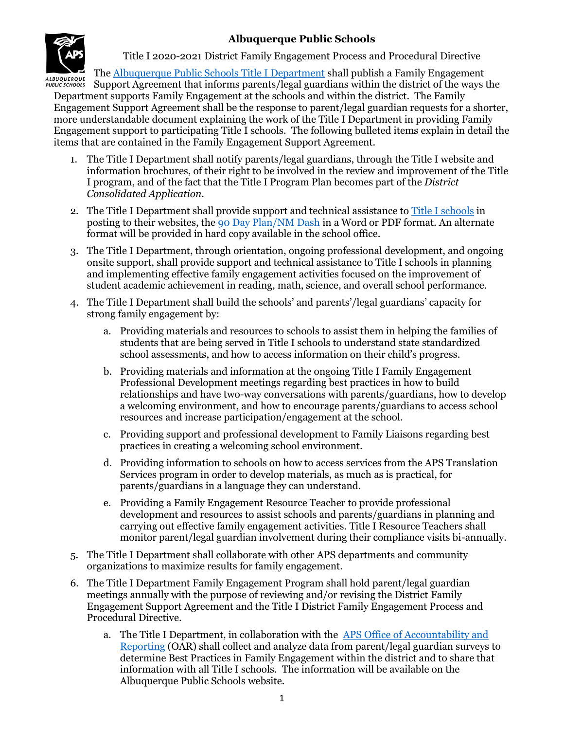# Albuquerque Public Schools

## Title I 2020-2021 District Family Engagement Process and Procedural Directive

The Albuquerque Public Schools Title I Department shall publish a Family Engagement Support Agreement that informs parents/legal guardians within the district of the ways the Department supports Family Engagement at the schools and within the district. The Family Engagement Support Agreement shall be the response to parent/legal guardian requests for a shorter, more understandable document explaining the work of the Title I Department in providing Family Engagement support to participating Title I schools. The following bulleted items explain in detail the items that are contained in the Family Engagement Support Agreement.

1. The Title I Department shall notify parents/legal guardians, through the Title I website and information brochures, of their right to be involved in the review and improvement of the Title I program, and of the fact that the Title I Program Plan becomes part of the *District Consolidated Application*.

2. The Title I Department shall provide support and technical assistance to Title I schools in posting to their websites, the 90 Day Plan/NM Dash in a Word or PDF format. An alternate format will be provided in hard copy available in the school office.

3. The Title I Department, through orientation, ongoing professional development, and ongoing onsite support, shall provide support and technical assistance to Title I schools in planning and implementing effective family engagement activities focused on the improvement of student academic achievement in reading, math, science, and overall school performance.

4. The Title I Department shall build the schools' and parents'/legal guardians' capacity for strong family engagement by:

   a. Providing materials and resources to schools to assist them in helping the families of students that are being served in Title I schools to understand state standardized school assessments, and how to access information on their child's progress.

   b. Providing materials and information at the ongoing Title I Family Engagement Professional Development meetings regarding best practices in how to build relationships and have two-way conversations with parents/guardians, how to develop a welcoming environment, and how to encourage parents/guardians to access school resources and increase participation/engagement at the school.

   c. Providing support and professional development to Family Liaisons regarding best practices in creating a welcoming school environment.

   d. Providing information to schools on how to access services from the APS Translation Services program in order to develop materials, as much as is practical, for parents/guardians in a language they can understand.

   e. Providing a Family Engagement Resource Teacher to provide professional development and resources to assist schools and parents/guardians in planning and carrying out effective family engagement activities. Title I Resource Teachers shall monitor parent/legal guardian involvement during their compliance visits bi-annually.

5. The Title I Department shall collaborate with other APS departments and community organizations to maximize results for family engagement.

6. The Title I Department Family Engagement Program shall hold parent/legal guardian meetings annually with the purpose of reviewing and/or revising the District Family Engagement Support Agreement and the Title I District Family Engagement Process and Procedural Directive.

   a. The Title I Department, in collaboration with the APS Office of Accountability and Reporting (OAR) shall collect and analyze data from parent/legal guardian surveys to determine Best Practices in Family Engagement within the district and to share that information with all Title I schools. The information will be available on the Albuquerque Public Schools website.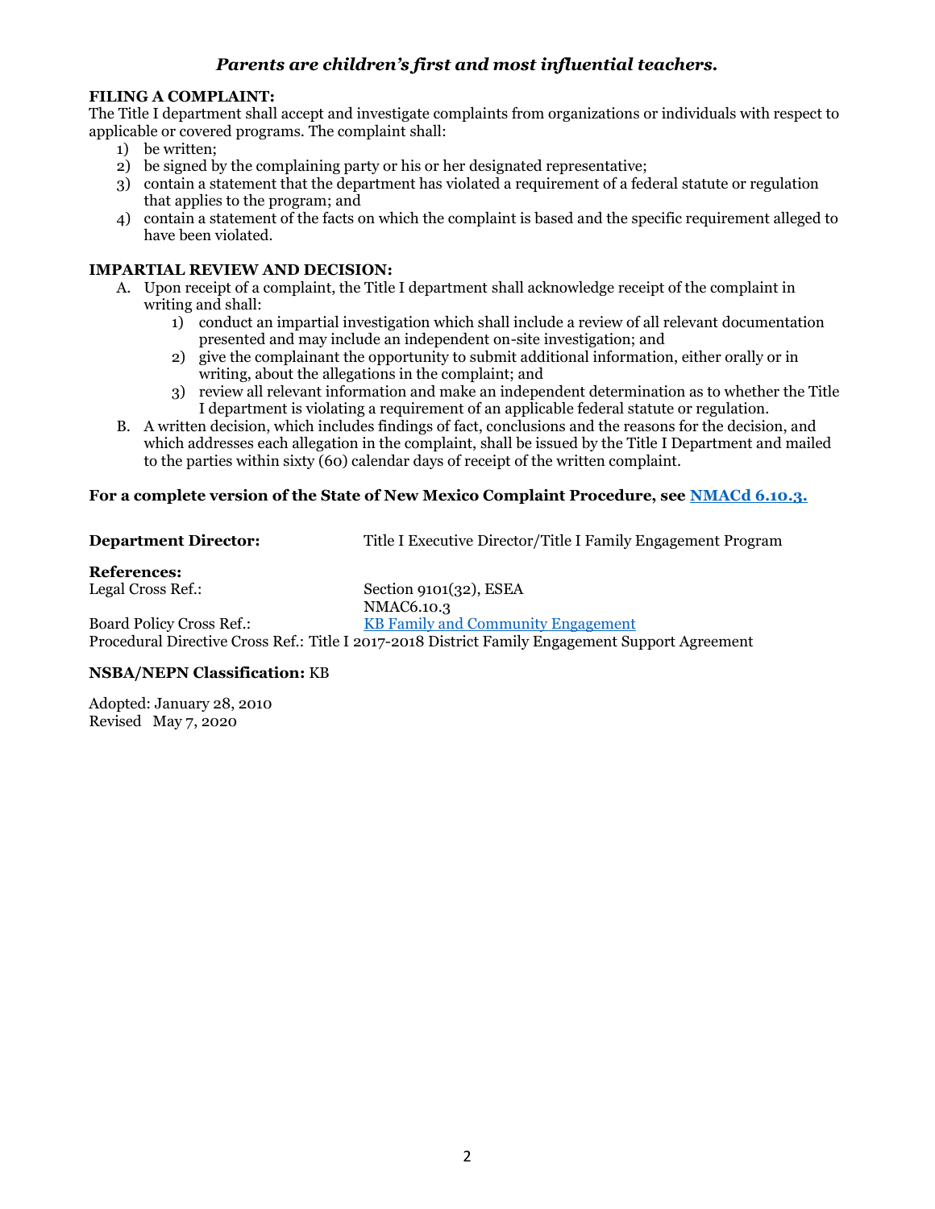***Parents are children's first and most influential teachers.***

**FILING A COMPLAINT:**

The Title I department shall accept and investigate complaints from organizations or individuals with respect to applicable or covered programs. The complaint shall:

1) be written;
2) be signed by the complaining party or his or her designated representative;
3) contain a statement that the department has violated a requirement of a federal statute or regulation that applies to the program; and
4) contain a statement of the facts on which the complaint is based and the specific requirement alleged to have been violated.

**IMPARTIAL REVIEW AND DECISION:**

A. Upon receipt of a complaint, the Title I department shall acknowledge receipt of the complaint in writing and shall:
   1) conduct an impartial investigation which shall include a review of all relevant documentation presented and may include an independent on-site investigation; and
   2) give the complainant the opportunity to submit additional information, either orally or in writing, about the allegations in the complaint; and
   3) review all relevant information and make an independent determination as to whether the Title I department is violating a requirement of an applicable federal statute or regulation.

B. A written decision, which includes findings of fact, conclusions and the reasons for the decision, and which addresses each allegation in the complaint, shall be issued by the Title I Department and mailed to the parties within sixty (60) calendar days of receipt of the written complaint.

**For a complete version of the State of New Mexico Complaint Procedure, see [NMACd 6.10.3.]()**

**Department Director:** Title I Executive Director/Title I Family Engagement Program

**References:**

Legal Cross Ref.: Section 9101(32), ESEA
NMAC6.10.3

Board Policy Cross Ref.: [KB Family and Community Engagement]()

Procedural Directive Cross Ref.: Title I 2017-2018 District Family Engagement Support Agreement

**NSBA/NEPN Classification:** KB

Adopted: January 28, 2010
Revised May 7, 2020